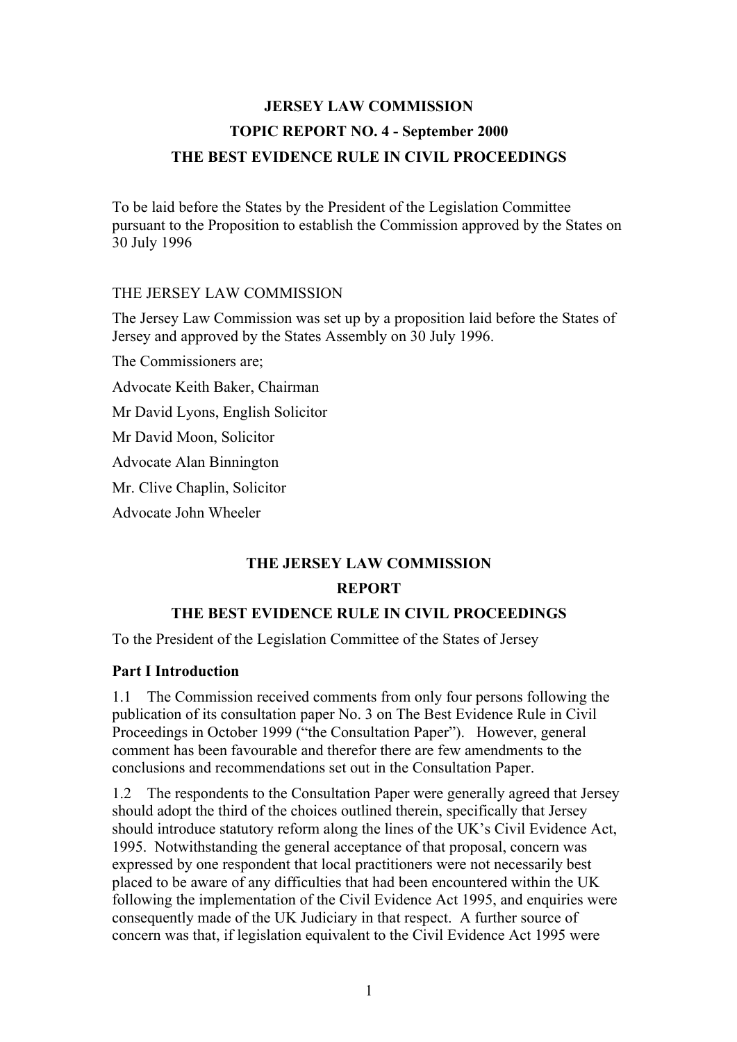**JERSEY LAW COMMISSION**

**TOPIC REPORT NO. 4 - September 2000**

**THE BEST EVIDENCE RULE IN CIVIL PROCEEDINGS**

To be laid before the States by the President of the Legislation Committee pursuant to the Proposition to establish the Commission approved by the States on 30 July 1996

THE JERSEY LAW COMMISSION

The Jersey Law Commission was set up by a proposition laid before the States of Jersey and approved by the States Assembly on 30 July 1996.

The Commissioners are;

Advocate Keith Baker, Chairman

Mr David Lyons, English Solicitor

Mr David Moon, Solicitor

Advocate Alan Binnington

Mr. Clive Chaplin, Solicitor

Advocate John Wheeler

**THE JERSEY LAW COMMISSION**

**REPORT**

**THE BEST EVIDENCE RULE IN CIVIL PROCEEDINGS**

To the President of the Legislation Committee of the States of Jersey

**Part I Introduction**

1.1 The Commission received comments from only four persons following the publication of its consultation paper No. 3 on The Best Evidence Rule in Civil Proceedings in October 1999 ("the Consultation Paper"). However, general comment has been favourable and therefor there are few amendments to the conclusions and recommendations set out in the Consultation Paper.

1.2 The respondents to the Consultation Paper were generally agreed that Jersey should adopt the third of the choices outlined therein, specifically that Jersey should introduce statutory reform along the lines of the UK's Civil Evidence Act, 1995. Notwithstanding the general acceptance of that proposal, concern was expressed by one respondent that local practitioners were not necessarily best placed to be aware of any difficulties that had been encountered within the UK following the implementation of the Civil Evidence Act 1995, and enquiries were consequently made of the UK Judiciary in that respect. A further source of concern was that, if legislation equivalent to the Civil Evidence Act 1995 were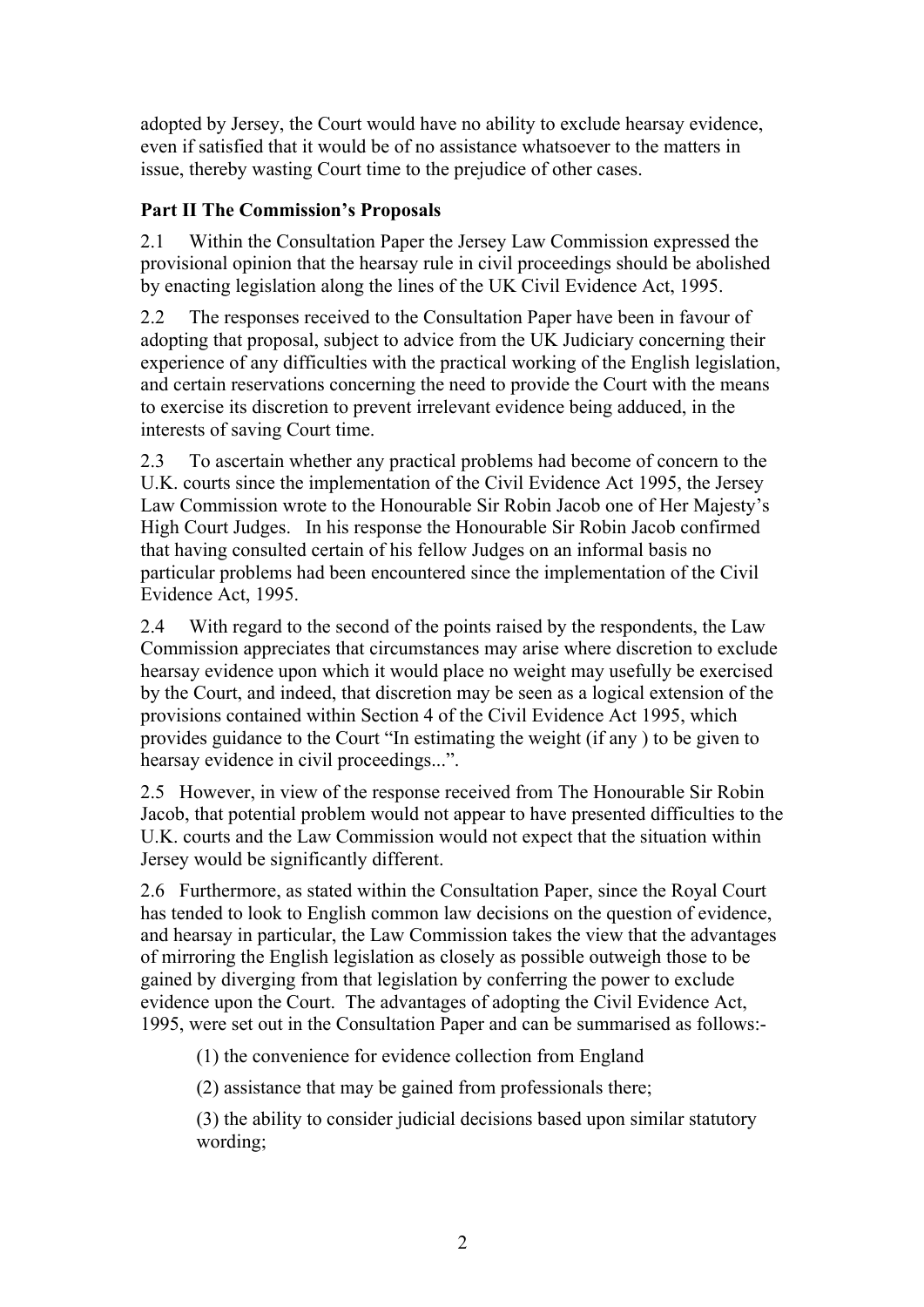adopted by Jersey, the Court would have no ability to exclude hearsay evidence, even if satisfied that it would be of no assistance whatsoever to the matters in issue, thereby wasting Court time to the prejudice of other cases.

## Part II The Commission's Proposals

2.1 Within the Consultation Paper the Jersey Law Commission expressed the provisional opinion that the hearsay rule in civil proceedings should be abolished by enacting legislation along the lines of the UK Civil Evidence Act, 1995.

2.2 The responses received to the Consultation Paper have been in favour of adopting that proposal, subject to advice from the UK Judiciary concerning their experience of any difficulties with the practical working of the English legislation, and certain reservations concerning the need to provide the Court with the means to exercise its discretion to prevent irrelevant evidence being adduced, in the interests of saving Court time.

2.3 To ascertain whether any practical problems had become of concern to the U.K. courts since the implementation of the Civil Evidence Act 1995, the Jersey Law Commission wrote to the Honourable Sir Robin Jacob one of Her Majesty's High Court Judges. In his response the Honourable Sir Robin Jacob confirmed that having consulted certain of his fellow Judges on an informal basis no particular problems had been encountered since the implementation of the Civil Evidence Act, 1995.

2.4 With regard to the second of the points raised by the respondents, the Law Commission appreciates that circumstances may arise where discretion to exclude hearsay evidence upon which it would place no weight may usefully be exercised by the Court, and indeed, that discretion may be seen as a logical extension of the provisions contained within Section 4 of the Civil Evidence Act 1995, which provides guidance to the Court "In estimating the weight (if any ) to be given to hearsay evidence in civil proceedings...".

2.5 However, in view of the response received from The Honourable Sir Robin Jacob, that potential problem would not appear to have presented difficulties to the U.K. courts and the Law Commission would not expect that the situation within Jersey would be significantly different.

2.6 Furthermore, as stated within the Consultation Paper, since the Royal Court has tended to look to English common law decisions on the question of evidence, and hearsay in particular, the Law Commission takes the view that the advantages of mirroring the English legislation as closely as possible outweigh those to be gained by diverging from that legislation by conferring the power to exclude evidence upon the Court. The advantages of adopting the Civil Evidence Act, 1995, were set out in the Consultation Paper and can be summarised as follows:-

(1) the convenience for evidence collection from England

(2) assistance that may be gained from professionals there;

(3) the ability to consider judicial decisions based upon similar statutory wording;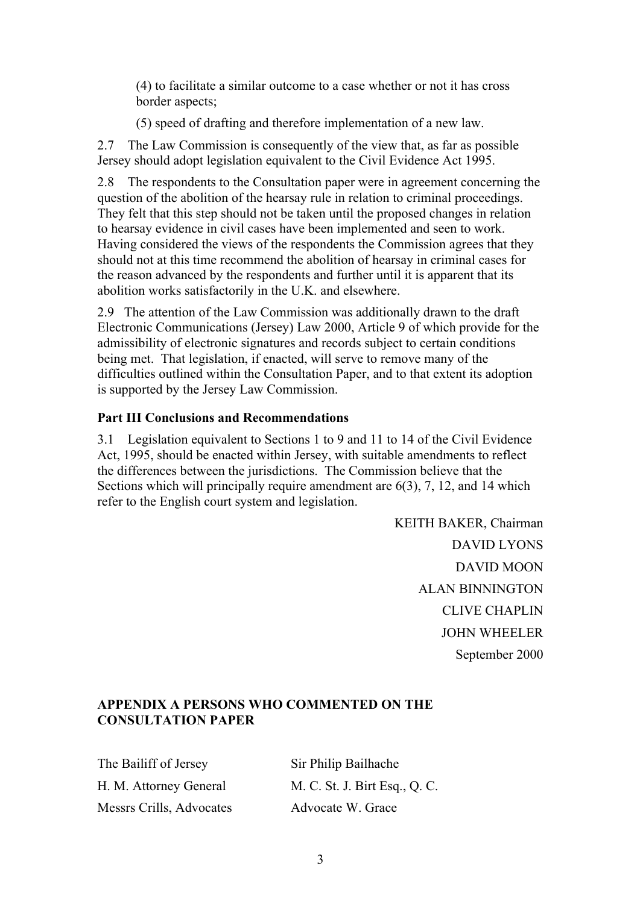(4) to facilitate a similar outcome to a case whether or not it has cross border aspects;

(5) speed of drafting and therefore implementation of a new law.

2.7 The Law Commission is consequently of the view that, as far as possible Jersey should adopt legislation equivalent to the Civil Evidence Act 1995.

2.8 The respondents to the Consultation paper were in agreement concerning the question of the abolition of the hearsay rule in relation to criminal proceedings. They felt that this step should not be taken until the proposed changes in relation to hearsay evidence in civil cases have been implemented and seen to work. Having considered the views of the respondents the Commission agrees that they should not at this time recommend the abolition of hearsay in criminal cases for the reason advanced by the respondents and further until it is apparent that its abolition works satisfactorily in the U.K. and elsewhere.

2.9 The attention of the Law Commission was additionally drawn to the draft Electronic Communications (Jersey) Law 2000, Article 9 of which provide for the admissibility of electronic signatures and records subject to certain conditions being met. That legislation, if enacted, will serve to remove many of the difficulties outlined within the Consultation Paper, and to that extent its adoption is supported by the Jersey Law Commission.

**Part III Conclusions and Recommendations**

3.1 Legislation equivalent to Sections 1 to 9 and 11 to 14 of the Civil Evidence Act, 1995, should be enacted within Jersey, with suitable amendments to reflect the differences between the jurisdictions. The Commission believe that the Sections which will principally require amendment are 6(3), 7, 12, and 14 which refer to the English court system and legislation.

KEITH BAKER, Chairman

DAVID LYONS

DAVID MOON

ALAN BINNINGTON

CLIVE CHAPLIN

JOHN WHEELER

September 2000

**APPENDIX A PERSONS WHO COMMENTED ON THE CONSULTATION PAPER**

| | |
|---|---|
| The Bailiff of Jersey | Sir Philip Bailhache |
| H. M. Attorney General | M. C. St. J. Birt Esq., Q. C. |
| Messrs Crills, Advocates | Advocate W. Grace |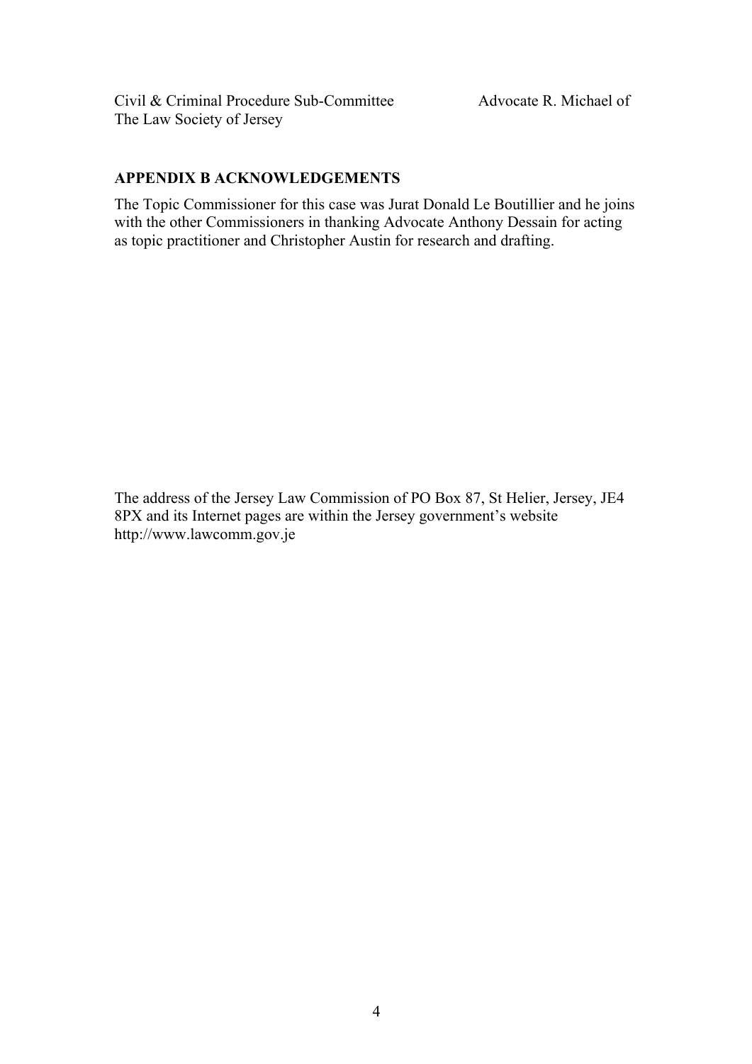Civil & Criminal Procedure Sub-Committee The Law Society of Jersey

Advocate R. Michael of

## APPENDIX B ACKNOWLEDGEMENTS

The Topic Commissioner for this case was Jurat Donald Le Boutillier and he joins with the other Commissioners in thanking Advocate Anthony Dessain for acting as topic practitioner and Christopher Austin for research and drafting.

The address of the Jersey Law Commission of PO Box 87, St Helier, Jersey, JE4 8PX and its Internet pages are within the Jersey government's website http://www.lawcomm.gov.je